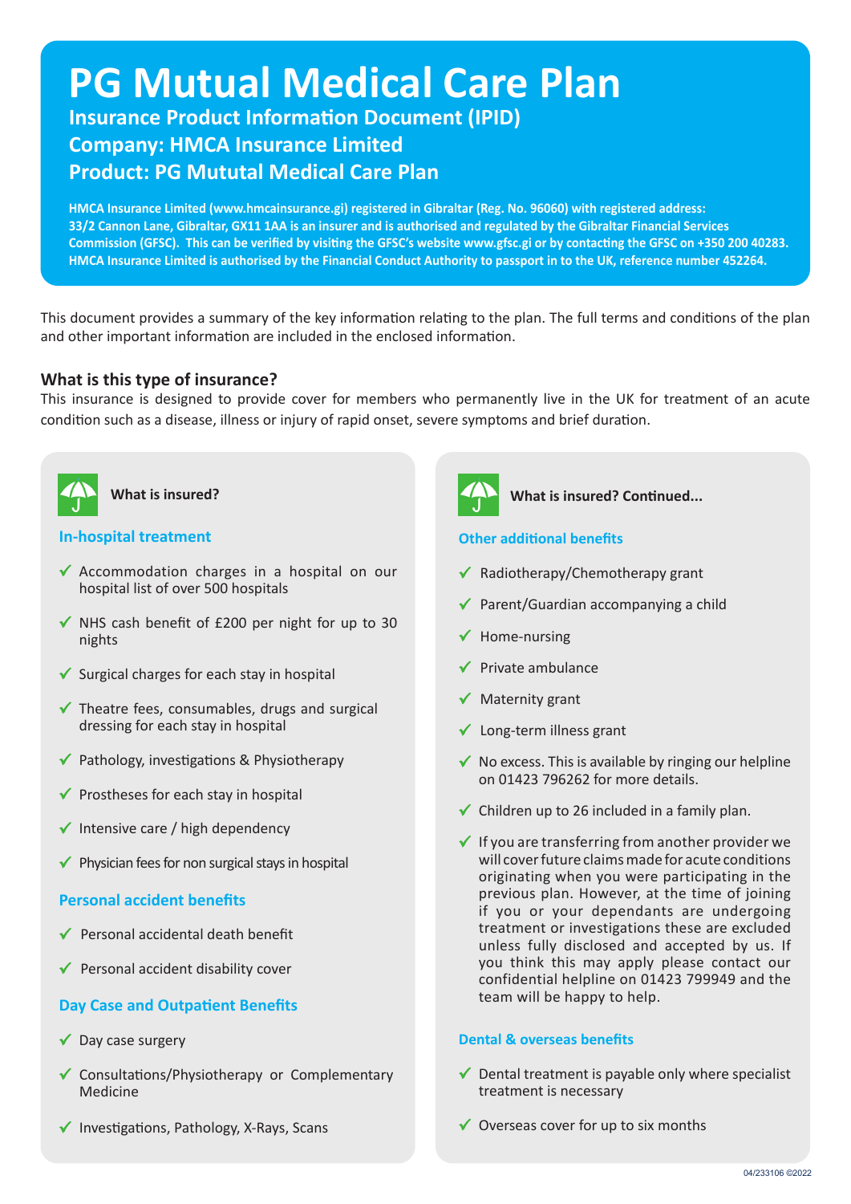# PG Mutual Medical Care Plan

## Insurance Product Information Document (IPID)

## Company: HMCA Insurance Limited

## Product: PG Mututal Medical Care Plan

**HMCA Insurance Limited (www.hmcainsurance.gi) registered in Gibraltar (Reg. No. 96060) with registered address: 33/2 Cannon Lane, Gibraltar, GX11 1AA is an insurer and is authorised and regulated by the Gibraltar Financial Services Commission (GFSC). This can be verified by visiting the GFSC's website www.gfsc.gi or by contacting the GFSC on +350 200 40283. HMCA Insurance Limited is authorised by the Financial Conduct Authority to passport in to the UK, reference number 452264.**

This document provides a summary of the key information relating to the plan. The full terms and conditions of the plan and other important information are included in the enclosed information.

### What is this type of insurance?

This insurance is designed to provide cover for members who permanently live in the UK for treatment of an acute condition such as a disease, illness or injury of rapid onset, severe symptoms and brief duration.

### What is insured?

#### In-hospital treatment

- ✓ Accommodation charges in a hospital on our hospital list of over 500 hospitals
- ✓ NHS cash benefit of £200 per night for up to 30 nights
- ✓ Surgical charges for each stay in hospital
- ✓ Theatre fees, consumables, drugs and surgical dressing for each stay in hospital
- ✓ Pathology, investigations & Physiotherapy
- ✓ Prostheses for each stay in hospital
- ✓ Intensive care / high dependency
- ✓ Physician fees for non surgical stays in hospital

#### Personal accident benefits

- ✓ Personal accidental death benefit
- ✓ Personal accident disability cover

#### Day Case and Outpatient Benefits

- ✓ Day case surgery
- ✓ Consultations/Physiotherapy or Complementary Medicine
- ✓ Investigations, Pathology, X-Rays, Scans

### What is insured? Continued...

#### Other additional benefits

- ✓ Radiotherapy/Chemotherapy grant
- ✓ Parent/Guardian accompanying a child
- ✓ Home-nursing
- ✓ Private ambulance
- ✓ Maternity grant
- ✓ Long-term illness grant
- ✓ No excess. This is available by ringing our helpline on 01423 796262 for more details.
- ✓ Children up to 26 included in a family plan.
- ✓ If you are transferring from another provider we will cover future claims made for acute conditions originating when you were participating in the previous plan. However, at the time of joining if you or your dependants are undergoing treatment or investigations these are excluded unless fully disclosed and accepted by us. If you think this may apply please contact our confidential helpline on 01423 799949 and the team will be happy to help.

#### Dental & overseas benefits

- ✓ Dental treatment is payable only where specialist treatment is necessary
- ✓ Overseas cover for up to six months

04/233106 ©2022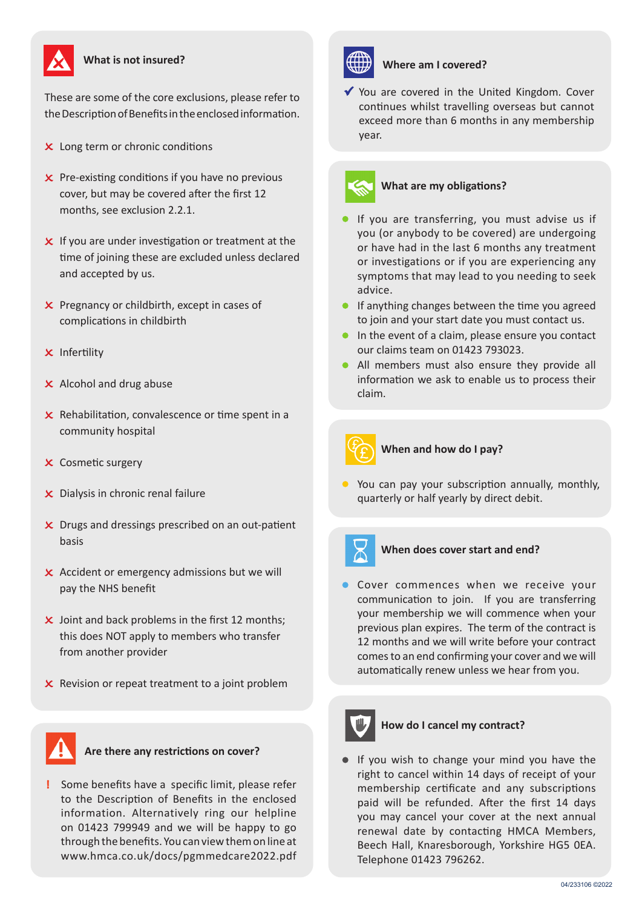## What is not insured?

These are some of the core exclusions, please refer to the Description of Benefits in the enclosed information.

- ✗ Long term or chronic conditions
- ✗ Pre-existing conditions if you have no previous cover, but may be covered after the first 12 months, see exclusion 2.2.1.
- ✗ If you are under investigation or treatment at the time of joining these are excluded unless declared and accepted by us.
- ✗ Pregnancy or childbirth, except in cases of complications in childbirth
- ✗ Infertility
- ✗ Alcohol and drug abuse
- ✗ Rehabilitation, convalescence or time spent in a community hospital
- ✗ Cosmetic surgery
- ✗ Dialysis in chronic renal failure
- ✗ Drugs and dressings prescribed on an out-patient basis
- ✗ Accident or emergency admissions but we will pay the NHS benefit
- ✗ Joint and back problems in the first 12 months; this does NOT apply to members who transfer from another provider
- ✗ Revision or repeat treatment to a joint problem

## Are there any restrictions on cover?

! Some benefits have a specific limit, please refer to the Description of Benefits in the enclosed information. Alternatively ring our helpline on 01423 799949 and we will be happy to go through the benefits. You can view them on line at www.hmca.co.uk/docs/pgmmedcare2022.pdf

## Where am I covered?

✓ You are covered in the United Kingdom. Cover continues whilst travelling overseas but cannot exceed more than 6 months in any membership year.

## What are my obligations?

- If you are transferring, you must advise us if you (or anybody to be covered) are undergoing or have had in the last 6 months any treatment or investigations or if you are experiencing any symptoms that may lead to you needing to seek advice.
- If anything changes between the time you agreed to join and your start date you must contact us.
- In the event of a claim, please ensure you contact our claims team on 01423 793023.
- All members must also ensure they provide all information we ask to enable us to process their claim.

## When and how do I pay?

- You can pay your subscription annually, monthly, quarterly or half yearly by direct debit.

## When does cover start and end?

- Cover commences when we receive your communication to join. If you are transferring your membership we will commence when your previous plan expires. The term of the contract is 12 months and we will write before your contract comes to an end confirming your cover and we will automatically renew unless we hear from you.

## How do I cancel my contract?

- If you wish to change your mind you have the right to cancel within 14 days of receipt of your membership certificate and any subscriptions paid will be refunded. After the first 14 days you may cancel your cover at the next annual renewal date by contacting HMCA Members, Beech Hall, Knaresborough, Yorkshire HG5 0EA. Telephone 01423 796262.

04/233106 ©2022